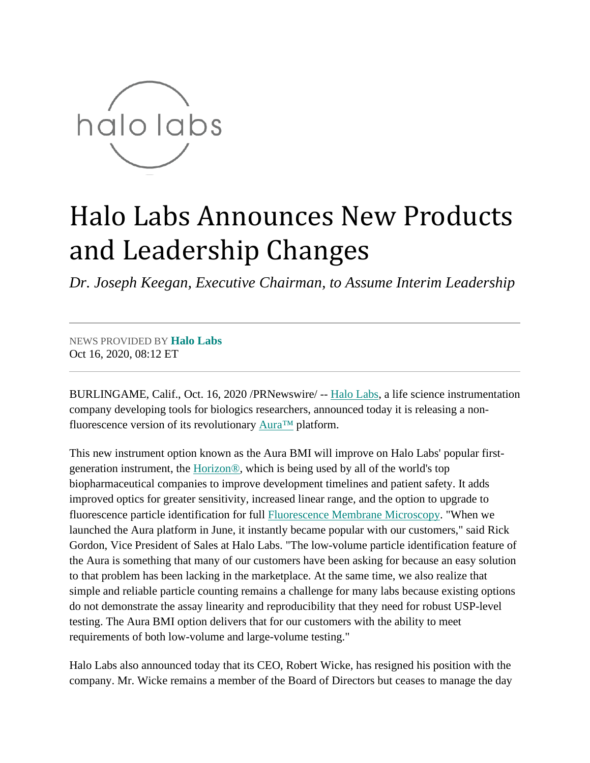halo labs

# Halo Labs Announces New Products and Leadership Changes

*Dr. Joseph Keegan, Executive Chairman, to Assume Interim Leadership*

---

NEWS PROVIDED BY **Halo Labs**
Oct 16, 2020, 08:12 ET

---

BURLINGAME, Calif., Oct. 16, 2020 /PRNewswire/ -- Halo Labs, a life science instrumentation company developing tools for biologics researchers, announced today it is releasing a non-fluorescence version of its revolutionary Aura™ platform.

This new instrument option known as the Aura BMI will improve on Halo Labs' popular first-generation instrument, the Horizon®, which is being used by all of the world's top biopharmaceutical companies to improve development timelines and patient safety. It adds improved optics for greater sensitivity, increased linear range, and the option to upgrade to fluorescence particle identification for full Fluorescence Membrane Microscopy. "When we launched the Aura platform in June, it instantly became popular with our customers," said Rick Gordon, Vice President of Sales at Halo Labs. "The low-volume particle identification feature of the Aura is something that many of our customers have been asking for because an easy solution to that problem has been lacking in the marketplace. At the same time, we also realize that simple and reliable particle counting remains a challenge for many labs because existing options do not demonstrate the assay linearity and reproducibility that they need for robust USP-level testing. The Aura BMI option delivers that for our customers with the ability to meet requirements of both low-volume and large-volume testing."

Halo Labs also announced today that its CEO, Robert Wicke, has resigned his position with the company. Mr. Wicke remains a member of the Board of Directors but ceases to manage the day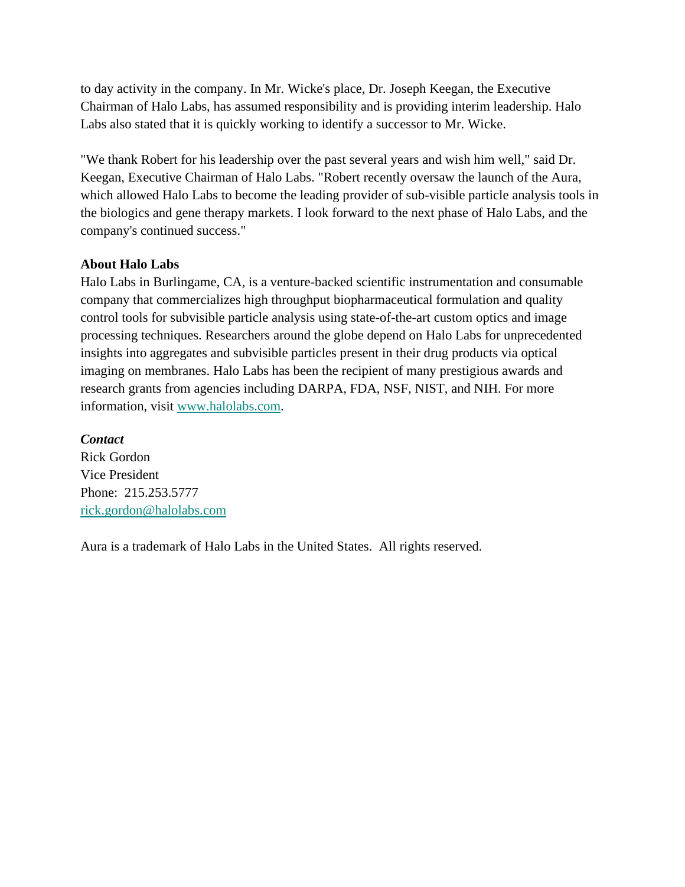to day activity in the company. In Mr. Wicke's place, Dr. Joseph Keegan, the Executive Chairman of Halo Labs, has assumed responsibility and is providing interim leadership. Halo Labs also stated that it is quickly working to identify a successor to Mr. Wicke.

"We thank Robert for his leadership over the past several years and wish him well," said Dr. Keegan, Executive Chairman of Halo Labs. "Robert recently oversaw the launch of the Aura, which allowed Halo Labs to become the leading provider of sub-visible particle analysis tools in the biologics and gene therapy markets. I look forward to the next phase of Halo Labs, and the company's continued success."

**About Halo Labs**

Halo Labs in Burlingame, CA, is a venture-backed scientific instrumentation and consumable company that commercializes high throughput biopharmaceutical formulation and quality control tools for subvisible particle analysis using state-of-the-art custom optics and image processing techniques. Researchers around the globe depend on Halo Labs for unprecedented insights into aggregates and subvisible particles present in their drug products via optical imaging on membranes. Halo Labs has been the recipient of many prestigious awards and research grants from agencies including DARPA, FDA, NSF, NIST, and NIH. For more information, visit [www.halolabs.com](http://www.halolabs.com).

***Contact***

Rick Gordon
Vice President
Phone: 215.253.5777
[rick.gordon@halolabs.com](mailto:rick.gordon@halolabs.com)

Aura is a trademark of Halo Labs in the United States. All rights reserved.